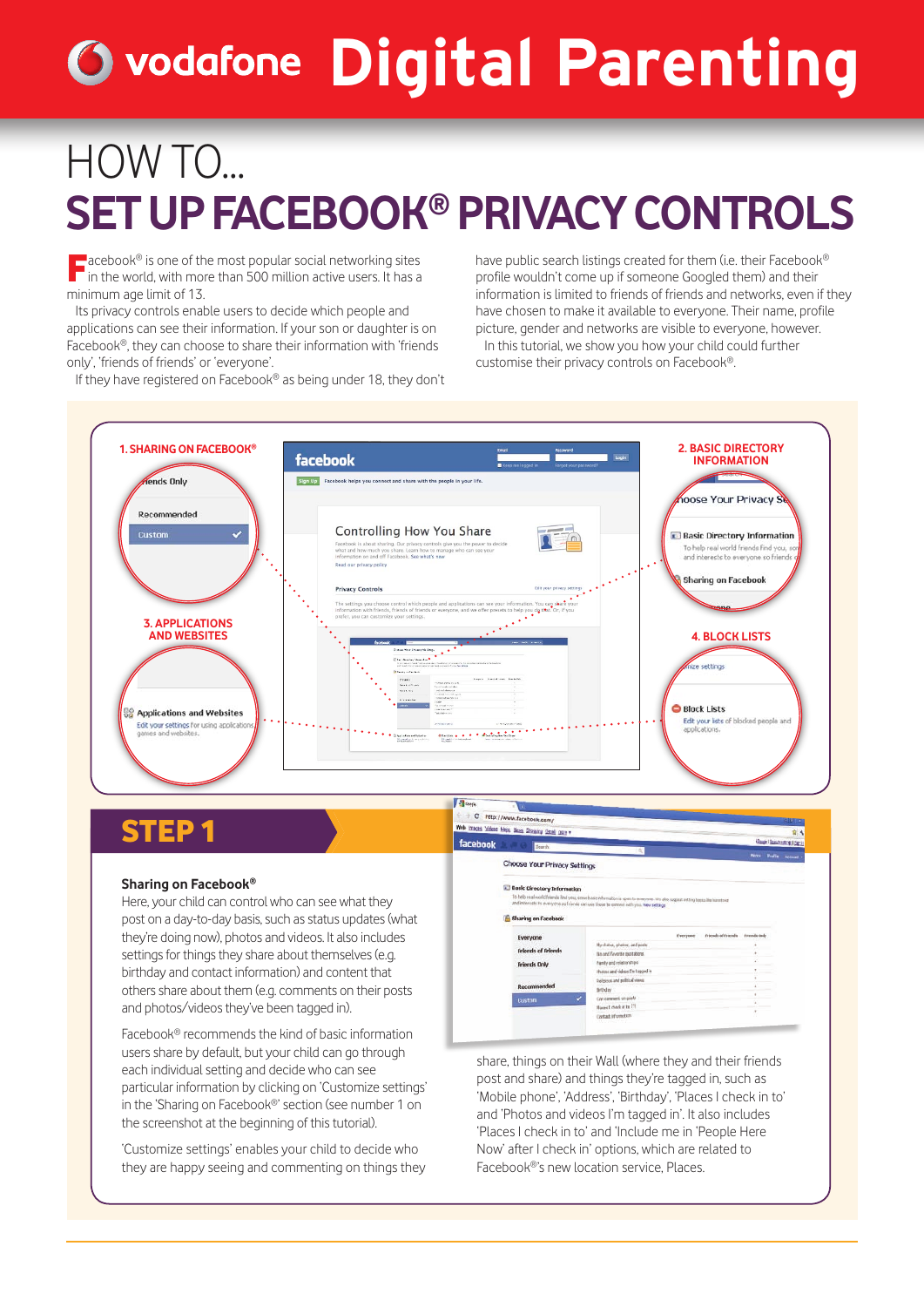# vodafone Digital Parenting

## HOW TO...

# SET UP FACEBOOK® PRIVACY CONTROLS

Facebook® is one of the most popular social networking sites in the world, with more than 500 million active users. It has a minimum age limit of 13.

Its privacy controls enable users to decide which people and applications can see their information. If your son or daughter is on Facebook®, they can choose to share their information with 'friends only', 'friends of friends' or 'everyone'.

If they have registered on Facebook® as being under 18, they don't have public search listings created for them (i.e. their Facebook® profile wouldn't come up if someone Googled them) and their information is limited to friends of friends and networks, even if they have chosen to make it available to everyone. Their name, profile picture, gender and networks are visible to everyone, however.

In this tutorial, we show you how your child could further customise their privacy controls on Facebook®.

**1. SHARING ON FACEBOOK®**

**2. BASIC DIRECTORY INFORMATION**

**3. APPLICATIONS AND WEBSITES**

**4. BLOCK LISTS**

## STEP 1

### Sharing on Facebook®

Here, your child can control who can see what they post on a day-to-day basis, such as status updates (what they're doing now), photos and videos. It also includes settings for things they share about themselves (e.g. birthday and contact information) and content that others share about them (e.g. comments on their posts and photos/videos they've been tagged in).

Facebook® recommends the kind of basic information users share by default, but your child can go through each individual setting and decide who can see particular information by clicking on 'Customize settings' in the 'Sharing on Facebook®' section (see number 1 on the screenshot at the beginning of this tutorial).

'Customize settings' enables your child to decide who they are happy seeing and commenting on things they share, things on their Wall (where they and their friends post and share) and things they're tagged in, such as 'Mobile phone', 'Address', 'Birthday', 'Places I check in to' and 'Photos and videos I'm tagged in'. It also includes 'Places I check in to' and 'Include me in 'People Here Now' after I check in' options, which are related to Facebook®'s new location service, Places.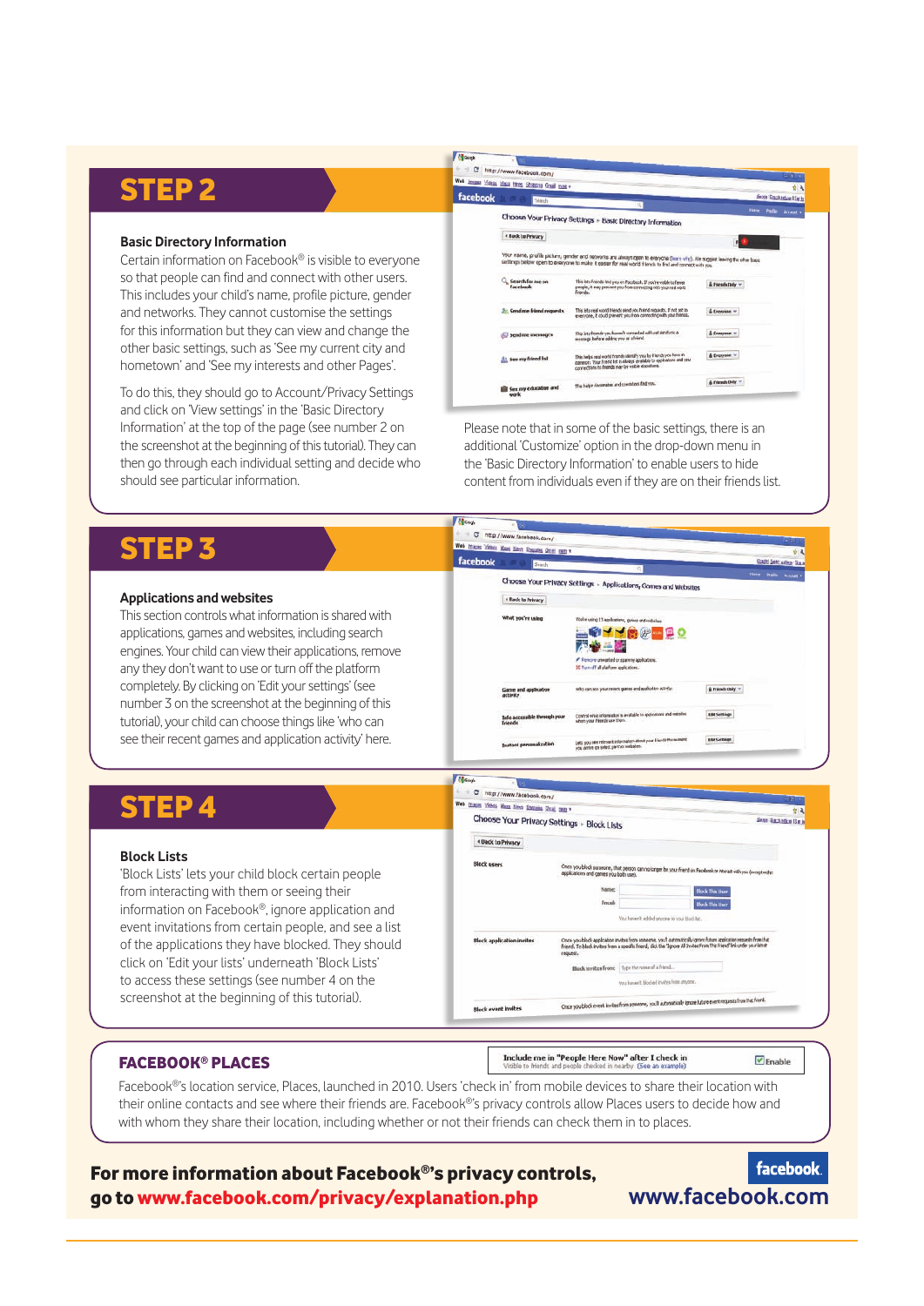## STEP 2

### Basic Directory Information

Certain information on Facebook® is visible to everyone so that people can find and connect with other users. This includes your child's name, profile picture, gender and networks. They cannot customise the settings for this information but they can view and change the other basic settings, such as 'See my current city and hometown' and 'See my interests and other Pages'.

To do this, they should go to Account/Privacy Settings and click on 'View settings' in the 'Basic Directory Information' at the top of the page (see number 2 on the screenshot at the beginning of this tutorial). They can then go through each individual setting and decide who should see particular information.

Please note that in some of the basic settings, there is an additional 'Customize' option in the drop-down menu in the 'Basic Directory Information' to enable users to hide content from individuals even if they are on their friends list.

## STEP 3

### Applications and websites

This section controls what information is shared with applications, games and websites, including search engines. Your child can view their applications, remove any they don't want to use or turn off the platform completely. By clicking on 'Edit your settings' (see number 3 on the screenshot at the beginning of this tutorial), your child can choose things like 'who can see their recent games and application activity' here.

## STEP 4

### Block Lists

'Block Lists' lets your child block certain people from interacting with them or seeing their information on Facebook®, ignore application and event invitations from certain people, and see a list of the applications they have blocked. They should click on 'Edit your lists' underneath 'Block Lists' to access these settings (see number 4 on the screenshot at the beginning of this tutorial).

## FACEBOOK® PLACES

Facebook®'s location service, Places, launched in 2010. Users 'check in' from mobile devices to share their location with their online contacts and see where their friends are. Facebook®'s privacy controls allow Places users to decide how and with whom they share their location, including whether or not their friends can check them in to places.

**For more information about Facebook®'s privacy controls, go to www.facebook.com/privacy/explanation.php**

facebook

www.facebook.com